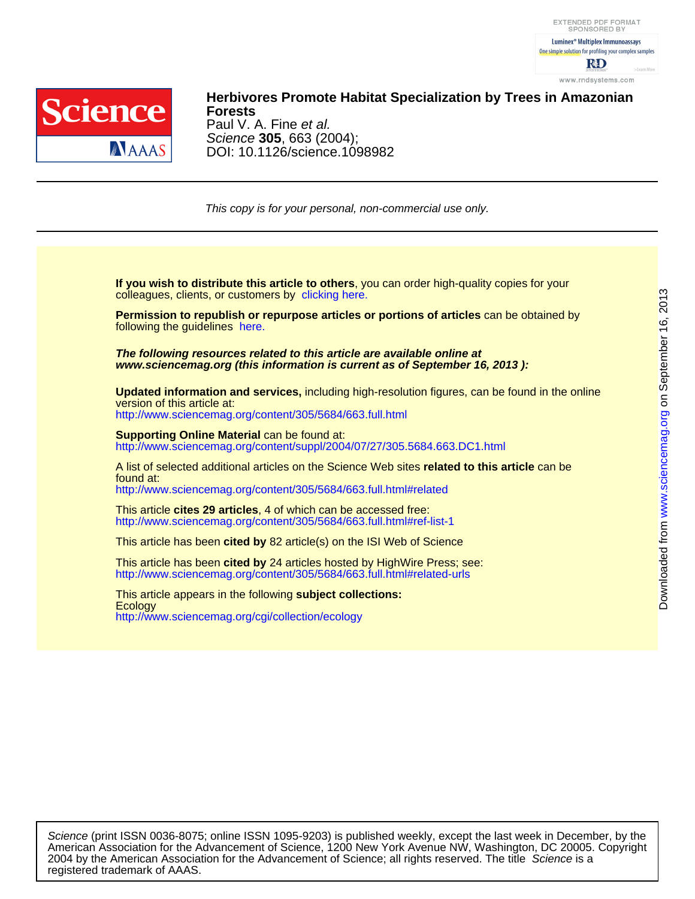# Herbivores Promote Habitat Specialization by Trees in Amazonian Forests

Paul V. A. Fine *et al.*
*Science* **305**, 663 (2004);
DOI: 10.1126/science.1098982

*This copy is for your personal, non-commercial use only.*

**If you wish to distribute this article to others**, you can order high-quality copies for your colleagues, clients, or customers by clicking here.

**Permission to republish or repurpose articles or portions of articles** can be obtained by following the guidelines here.

***The following resources related to this article are available online at www.sciencemag.org (this information is current as of September 16, 2013 ):***

**Updated information and services,** including high-resolution figures, can be found in the online version of this article at:
http://www.sciencemag.org/content/305/5684/663.full.html

**Supporting Online Material** can be found at:
http://www.sciencemag.org/content/suppl/2004/07/27/305.5684.663.DC1.html

A list of selected additional articles on the Science Web sites **related to this article** can be found at:
http://www.sciencemag.org/content/305/5684/663.full.html#related

This article **cites 29 articles**, 4 of which can be accessed free:
http://www.sciencemag.org/content/305/5684/663.full.html#ref-list-1

This article has been **cited by** 82 article(s) on the ISI Web of Science

This article has been **cited by** 24 articles hosted by HighWire Press; see:
http://www.sciencemag.org/content/305/5684/663.full.html#related-urls

This article appears in the following **subject collections:**
Ecology
http://www.sciencemag.org/cgi/collection/ecology

*Science* (print ISSN 0036-8075; online ISSN 1095-9203) is published weekly, except the last week in December, by the American Association for the Advancement of Science, 1200 New York Avenue NW, Washington, DC 20005. Copyright 2004 by the American Association for the Advancement of Science; all rights reserved. The title *Science* is a registered trademark of AAAS.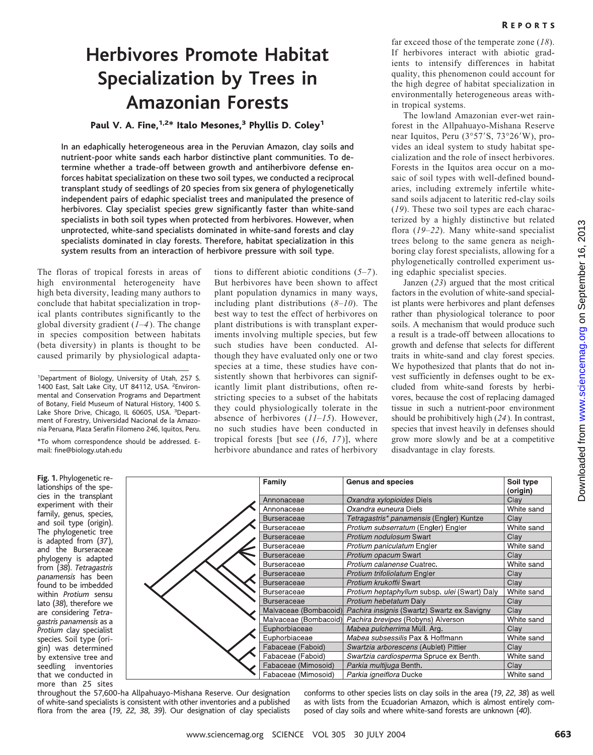# Herbivores Promote Habitat Specialization by Trees in Amazonian Forests

**Paul V. A. Fine,[1,2]* Italo Mesones,[3] Phyllis D. Coley[1]**

**In an edaphically heterogeneous area in the Peruvian Amazon, clay soils and nutrient-poor white sands each harbor distinctive plant communities. To determine whether a trade-off between growth and antiherbivore defense enforces habitat specialization on these two soil types, we conducted a reciprocal transplant study of seedlings of 20 species from six genera of phylogenetically independent pairs of edaphic specialist trees and manipulated the presence of herbivores. Clay specialist species grew significantly faster than white-sand specialists in both soil types when protected from herbivores. However, when unprotected, white-sand specialists dominated in white-sand forests and clay specialists dominated in clay forests. Therefore, habitat specialization in this system results from an interaction of herbivore pressure with soil type.**

The floras of tropical forests in areas of high environmental heterogeneity have high beta diversity, leading many authors to conclude that habitat specialization in tropical plants contributes significantly to the global diversity gradient (*1–4*). The change in species composition between habitats (beta diversity) in plants is thought to be caused primarily by physiological adaptations to different abiotic conditions (*5–7*). But herbivores have been shown to affect plant population dynamics in many ways, including plant distributions (*8–10*). The best way to test the effect of herbivores on plant distributions is with transplant experiments involving multiple species, but few such studies have been conducted. Although they have evaluated only one or two species at a time, these studies have consistently shown that herbivores can significantly limit plant distributions, often restricting species to a subset of the habitats they could physiologically tolerate in the absence of herbivores (*11–15*). However, no such studies have been conducted in tropical forests [but see (*16*, *17*)], where herbivore abundance and rates of herbivory far exceed those of the temperate zone (*18*). If herbivores interact with abiotic gradients to intensify differences in habitat quality, this phenomenon could account for the high degree of habitat specialization in environmentally heterogeneous areas within tropical systems.

The lowland Amazonian ever-wet rainforest in the Allpahuayo-Mishana Reserve near Iquitos, Peru (3°57′S, 73°26′W), provides an ideal system to study habitat specialization and the role of insect herbivores. Forests in the Iquitos area occur on a mosaic of soil types with well-defined boundaries, including extremely infertile white-sand soils adjacent to lateritic red-clay soils (*19*). These two soil types are each characterized by a highly distinctive but related flora (*19–22*). Many white-sand specialist trees belong to the same genera as neighboring clay forest specialists, allowing for a phylogenetically controlled experiment using edaphic specialist species.

Janzen (*23*) argued that the most critical factors in the evolution of white-sand specialist plants were herbivores and plant defenses rather than physiological tolerance to poor soils. A mechanism that would produce such a result is a trade-off between allocations to growth and defense that selects for different traits in white-sand and clay forest species. We hypothesized that plants that do not invest sufficiently in defenses ought to be excluded from white-sand forests by herbivores, because the cost of replacing damaged tissue in such a nutrient-poor environment should be prohibitively high (*24*). In contrast, species that invest heavily in defenses should grow more slowly and be at a competitive disadvantage in clay forests.

[1]Department of Biology, University of Utah, 257 S. 1400 East, Salt Lake City, UT 84112, USA. [2]Environmental and Conservation Programs and Department of Botany, Field Museum of Natural History, 1400 S. Lake Shore Drive, Chicago, IL 60605, USA. [3]Department of Forestry, Universidad Nacional de la Amazonía Peruana, Plaza Serafín Filomeno 246, Iquitos, Peru.

*To whom correspondence should be addressed. E-mail: fine@biology.utah.edu

| Family | Genus and species | Soil type (origin) |
|---|---|---|
| Annonaceae | *Oxandra xylopioides* Diels | Clay |
| Annonaceae | *Oxandra euneura* Diels | White sand |
| Burseraceae | *Tetragastris* panamensis* (Engler) Kuntze | Clay |
| Burseraceae | *Protium subserratum* (Engler) Engler | White sand |
| Burseraceae | *Protium nodulosum* Swart | Clay |
| Burseraceae | *Protium paniculatum* Engler | White sand |
| Burseraceae | *Protium opacum* Swart | Clay |
| Burseraceae | *Protium calanense* Cuatrec. | White sand |
| Burseraceae | *Protium trifoliolatum* Engler | Clay |
| Burseraceae | *Protium krukoffii* Swart | Clay |
| Burseraceae | *Protium heptaphyllum* subsp. *ulei* (Swart) Daly | White sand |
| Burseraceae | *Protium hebetatum* Daly | Clay |
| Malvaceae (Bombacoid) | *Pachira insignis* (Swartz) Swartz ex Savigny | Clay |
| Malvaceae (Bombacoid) | *Pachira brevipes* (Robyns) Alverson | White sand |
| Euphorbiaceae | *Mabea pulcherrima* Müll. Arg. | Clay |
| Euphorbiaceae | *Mabea subsessilis* Pax & Hoffmann | White sand |
| Fabaceae (Faboid) | *Swartzia arborescens* (Aublet) Pittier | Clay |
| Fabaceae (Faboid) | *Swartzia cardiosperma* Spruce ex Benth. | White sand |
| Fabaceae (Mimosoid) | *Parkia multijuga* Benth. | Clay |
| Fabaceae (Mimosoid) | *Parkia igneiflora* Ducke | White sand |

**Fig. 1.** Phylogenetic relationships of the species in the transplant experiment with their family, genus, species, and soil type (origin). The phylogenetic tree is adapted from (*37*), and the Burseraceae phylogeny is adapted from (*38*). *Tetragastris panamensis* has been found to be imbedded within *Protium* sensu lato (*38*), therefore we are considering *Tetragastris panamensis* as a *Protium* clay specialist species. Soil type (origin) was determined by extensive tree and seedling inventories that we conducted in more than 25 sites throughout the 57,600-ha Allpahuayo-Mishana Reserve. Our designation of white-sand specialists is consistent with other inventories and a published flora from the area (*19*, *22*, *38*, *39*). Our designation of clay specialists conforms to other species lists on clay soils in the area (*19*, *22*, *38*) as well as with lists from the Ecuadorian Amazon, which is almost entirely composed of clay soils and where white-sand forests are unknown (*40*).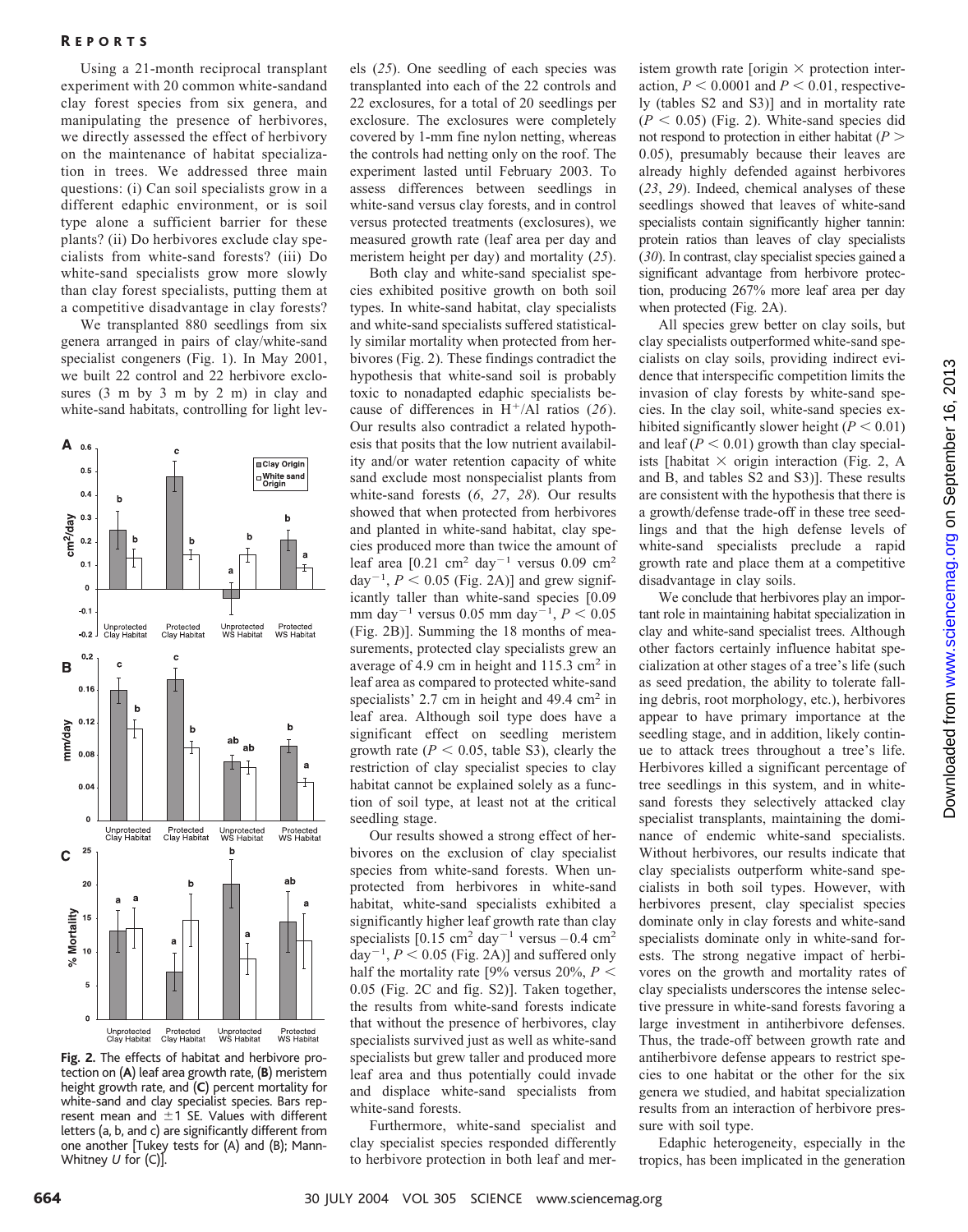Using a 21-month reciprocal transplant experiment with 20 common white-sandand clay forest species from six genera, and manipulating the presence of herbivores, we directly assessed the effect of herbivory on the maintenance of habitat specialization in trees. We addressed three main questions: (i) Can soil specialists grow in a different edaphic environment, or is soil type alone a sufficient barrier for these plants? (ii) Do herbivores exclude clay specialists from white-sand forests? (iii) Do white-sand specialists grow more slowly than clay forest specialists, putting them at a competitive disadvantage in clay forests?

We transplanted 880 seedlings from six genera arranged in pairs of clay/white-sand specialist congeners (Fig. 1). In May 2001, we built 22 control and 22 herbivore exclosures (3 m by 3 m by 2 m) in clay and white-sand habitats, controlling for light levels (*25*). One seedling of each species was transplanted into each of the 22 controls and 22 exclosures, for a total of 20 seedlings per exclosure. The exclosures were completely covered by 1-mm fine nylon netting, whereas the controls had netting only on the roof. The experiment lasted until February 2003. To assess differences between seedlings in white-sand versus clay forests, and in control versus protected treatments (exclosures), we measured growth rate (leaf area per day and meristem height per day) and mortality (*25*).

**Fig. 2.** The effects of habitat and herbivore protection on (**A**) leaf area growth rate, (**B**) meristem height growth rate, and (**C**) percent mortality for white-sand and clay specialist species. Bars represent mean and ±1 SE. Values with different letters (a, b, and c) are significantly different from one another [Tukey tests for (A) and (B); Mann-Whitney *U* for (C)].

Both clay and white-sand specialist species exhibited positive growth on both soil types. In white-sand habitat, clay specialists and white-sand specialists suffered statistically similar mortality when protected from herbivores (Fig. 2). These findings contradict the hypothesis that white-sand soil is probably toxic to nonadapted edaphic specialists because of differences in $H^+$/Al ratios (*26*). Our results also contradict a related hypothesis that posits that the low nutrient availability and/or water retention capacity of white sand exclude most nonspecialist plants from white-sand forests (*6*, *27*, *28*). Our results showed that when protected from herbivores and planted in white-sand habitat, clay species produced more than twice the amount of leaf area [0.21 $cm^2$ $day^{-1}$ versus 0.09 $cm^2$ $day^{-1}$, $P < 0.05$ (Fig. 2A)] and grew significantly taller than white-sand species [0.09 mm $day^{-1}$ versus 0.05 mm $day^{-1}$, $P < 0.05$ (Fig. 2B)]. Summing the 18 months of measurements, protected clay specialists grew an average of 4.9 cm in height and 115.3 $cm^2$ in leaf area as compared to protected white-sand specialists' 2.7 cm in height and 49.4 $cm^2$ in leaf area. Although soil type does have a significant effect on seedling meristem growth rate ($P < 0.05$, table S3), clearly the restriction of clay specialist species to clay habitat cannot be explained solely as a function of soil type, at least not at the critical seedling stage.

Our results showed a strong effect of herbivores on the exclusion of clay specialist species from white-sand forests. When unprotected from herbivores in white-sand habitat, white-sand specialists exhibited a significantly higher leaf growth rate than clay specialists [0.15 $cm^2$ $day^{-1}$ versus –0.4 $cm^2$ $day^{-1}$, $P < 0.05$ (Fig. 2A)] and suffered only half the mortality rate [9% versus 20%, $P < 0.05$ (Fig. 2C and fig. S2)]. Taken together, the results from white-sand forests indicate that without the presence of herbivores, clay specialists survived just as well as white-sand specialists but grew taller and produced more leaf area and thus potentially could invade and displace white-sand specialists from white-sand forests.

Furthermore, white-sand specialist and clay specialist species responded differently to herbivore protection in both leaf and meristem growth rate [origin × protection interaction, $P < 0.0001$ and $P < 0.01$, respectively (tables S2 and S3)] and in mortality rate ($P < 0.05$) (Fig. 2). White-sand species did not respond to protection in either habitat ($P > 0.05$), presumably because their leaves are already highly defended against herbivores (*23*, *29*). Indeed, chemical analyses of these seedlings showed that leaves of white-sand specialists contain significantly higher tannin: protein ratios than leaves of clay specialists (*30*). In contrast, clay specialist species gained a significant advantage from herbivore protection, producing 267% more leaf area per day when protected (Fig. 2A).

All species grew better on clay soils, but clay specialists outperformed white-sand specialists on clay soils, providing indirect evidence that interspecific competition limits the invasion of clay forests by white-sand species. In the clay soil, white-sand species exhibited significantly slower height ($P < 0.01$) and leaf ($P < 0.01$) growth than clay specialists [habitat × origin interaction (Fig. 2, A and B, and tables S2 and S3)]. These results are consistent with the hypothesis that there is a growth/defense trade-off in these tree seedlings and that the high defense levels of white-sand specialists preclude a rapid growth rate and place them at a competitive disadvantage in clay soils.

We conclude that herbivores play an important role in maintaining habitat specialization in clay and white-sand specialist trees. Although other factors certainly influence habitat specialization at other stages of a tree's life (such as seed predation, the ability to tolerate falling debris, root morphology, etc.), herbivores appear to have primary importance at the seedling stage, and in addition, likely continue to attack trees throughout a tree's life. Herbivores killed a significant percentage of tree seedlings in this system, and in white-sand forests they selectively attacked clay specialist transplants, maintaining the dominance of endemic white-sand specialists. Without herbivores, our results indicate that clay specialists outperform white-sand specialists in both soil types. However, with herbivores present, clay specialist species dominate only in clay forests and white-sand specialists dominate only in white-sand forests. The strong negative impact of herbivores on the growth and mortality rates of clay specialists underscores the intense selective pressure in white-sand forests favoring a large investment in antiherbivore defenses. Thus, the trade-off between growth rate and antiherbivore defense appears to restrict species to one habitat or the other for the six genera we studied, and habitat specialization results from an interaction of herbivore pressure with soil type.

Edaphic heterogeneity, especially in the tropics, has been implicated in the generation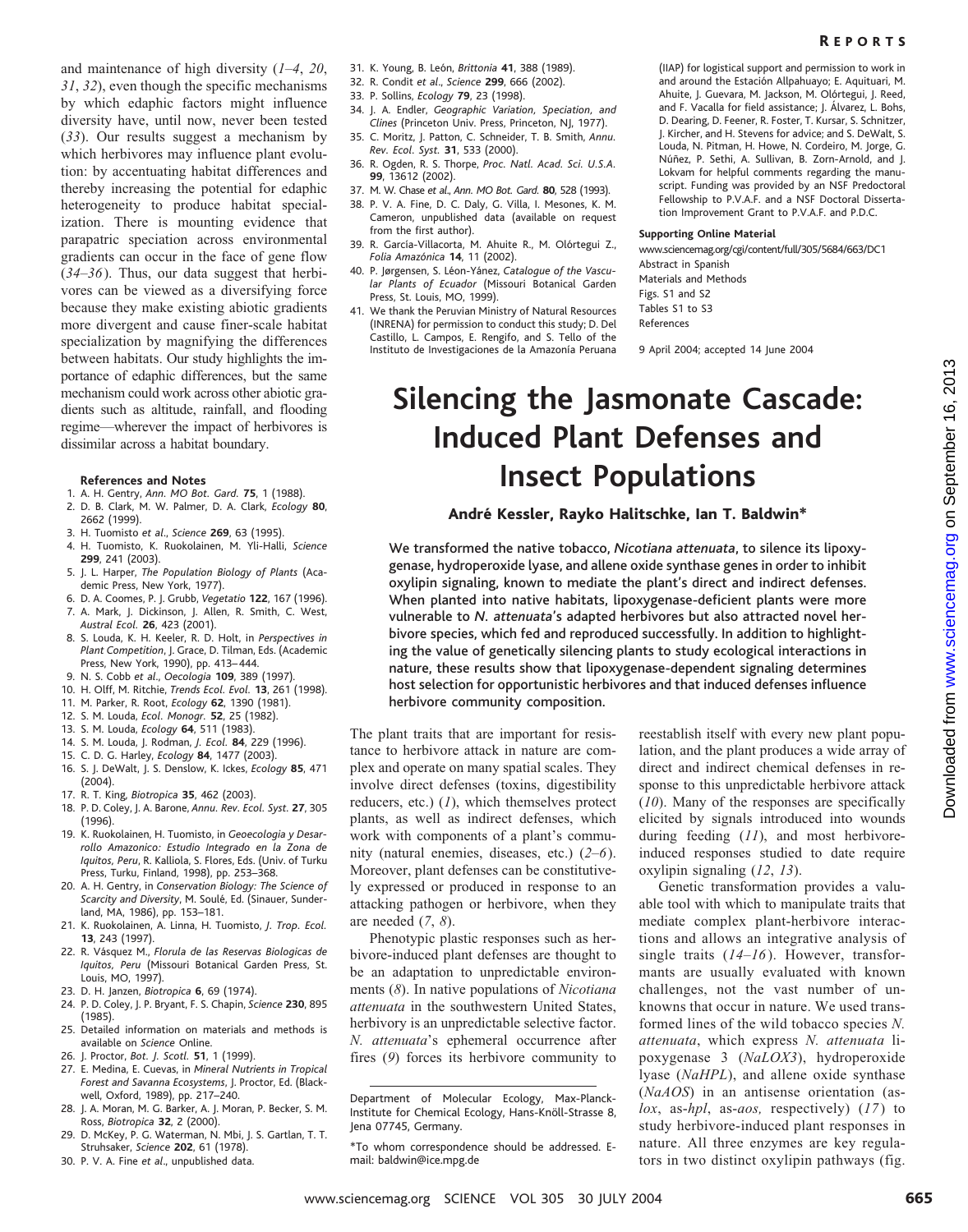and maintenance of high diversity (*1–4*, *20*, *31*, *32*), even though the specific mechanisms by which edaphic factors might influence diversity have, until now, never been tested (*33*). Our results suggest a mechanism by which herbivores may influence plant evolution: by accentuating habitat differences and thereby increasing the potential for edaphic heterogeneity to produce habitat specialization. There is mounting evidence that parapatric speciation across environmental gradients can occur in the face of gene flow (*34–36*). Thus, our data suggest that herbivores can be viewed as a diversifying force because they make existing abiotic gradients more divergent and cause finer-scale habitat specialization by magnifying the differences between habitats. Our study highlights the importance of edaphic differences, but the same mechanism could work across other abiotic gradients such as altitude, rainfall, and flooding regime—wherever the impact of herbivores is dissimilar across a habitat boundary.

#### References and Notes

1. A. H. Gentry, *Ann. MO Bot. Gard.* **75**, 1 (1988).
2. D. B. Clark, M. W. Palmer, D. A. Clark, *Ecology* **80**, 2662 (1999).
3. H. Tuomisto *et al.*, *Science* **269**, 63 (1995).
4. H. Tuomisto, K. Ruokolainen, M. Yli-Halli, *Science* **299**, 241 (2003).
5. J. L. Harper, *The Population Biology of Plants* (Academic Press, New York, 1977).
6. D. A. Coomes, P. J. Grubb, *Vegetatio* **122**, 167 (1996).
7. A. Mark, J. Dickinson, J. Allen, R. Smith, C. West, *Austral Ecol.* **26**, 423 (2001).
8. S. Louda, K. H. Keeler, R. D. Holt, in *Perspectives in Plant Competition*, J. Grace, D. Tilman, Eds. (Academic Press, New York, 1990), pp. 413–444.
9. N. S. Cobb *et al.*, *Oecologia* **109**, 389 (1997).
10. H. Olff, M. Ritchie, *Trends Ecol. Evol.* **13**, 261 (1998).
11. M. Parker, R. Root, *Ecology* **62**, 1390 (1981).
12. S. M. Louda, *Ecol. Monogr.* **52**, 25 (1982).
13. S. M. Louda, *Ecology* **64**, 511 (1983).
14. S. M. Louda, J. Rodman, *J. Ecol.* **84**, 229 (1996).
15. C. D. G. Harley, *Ecology* **84**, 1477 (2003).
16. S. J. DeWalt, J. S. Denslow, K. Ickes, *Ecology* **85**, 471 (2004).
17. R. T. King, *Biotropica* **35**, 462 (2003).
18. P. D. Coley, J. A. Barone, *Annu. Rev. Ecol. Syst.* **27**, 305 (1996).
19. K. Ruokolainen, H. Tuomisto, in *Geoecologia y Desarrollo Amazonico: Estudio Integrado en la Zona de Iquitos, Peru*, R. Kalliola, S. Flores, Eds. (Univ. of Turku Press, Turku, Finland, 1998), pp. 253–368.
20. A. H. Gentry, in *Conservation Biology: The Science of Scarcity and Diversity*, M. Soulé, Ed. (Sinauer, Sunderland, MA, 1986), pp. 153–181.
21. K. Ruokolainen, A. Linna, H. Tuomisto, *J. Trop. Ecol.* **13**, 243 (1997).
22. R. Vásquez M., *Florula de las Reservas Biologicas de Iquitos, Peru* (Missouri Botanical Garden Press, St. Louis, MO, 1997).
23. D. H. Janzen, *Biotropica* **6**, 69 (1974).
24. P. D. Coley, J. P. Bryant, F. S. Chapin, *Science* **230**, 895 (1985).
25. Detailed information on materials and methods is available on *Science* Online.
26. J. Proctor, *Bot. J. Scotl.* **51**, 1 (1999).
27. E. Medina, E. Cuevas, in *Mineral Nutrients in Tropical Forest and Savanna Ecosystems*, J. Proctor, Ed. (Blackwell, Oxford, 1989), pp. 217–240.
28. J. A. Moran, M. G. Barker, A. J. Moran, P. Becker, S. M. Ross, *Biotropica* **32**, 2 (2000).
29. D. McKey, P. G. Waterman, N. Mbi, J. S. Gartlan, T. T. Struhsaker, *Science* **202**, 61 (1978).
30. P. V. A. Fine *et al.*, unpublished data.
31. K. Young, B. León, *Brittonia* **41**, 388 (1989).
32. R. Condit *et al.*, *Science* **299**, 666 (2002).
33. P. Sollins, *Ecology* **79**, 23 (1998).
34. J. A. Endler, *Geographic Variation, Speciation, and Clines* (Princeton Univ. Press, Princeton, NJ, 1977).
35. C. Moritz, J. Patton, C. Schneider, T. B. Smith, *Annu. Rev. Ecol. Syst.* **31**, 533 (2000).
36. R. Ogden, R. S. Thorpe, *Proc. Natl. Acad. Sci. U.S.A.* **99**, 13612 (2002).
37. M. W. Chase *et al.*, *Ann. MO Bot. Gard.* **80**, 528 (1993).
38. P. V. A. Fine, D. C. Daly, G. Villa, I. Mesones, K. M. Cameron, unpublished data (available on request from the first author).
39. R. García-Villacorta, M. Ahuite R., M. Olórtegui Z., *Folia Amazónica* **14**, 11 (2002).
40. P. Jørgensen, S. Léon-Yánez, *Catalogue of the Vascular Plants of Ecuador* (Missouri Botanical Garden Press, St. Louis, MO, 1999).
41. We thank the Peruvian Ministry of Natural Resources (INRENA) for permission to conduct this study; D. Del Castillo, L. Campos, E. Rengifo, and S. Tello of the Instituto de Investigaciones de la Amazonía Peruana (IIAP) for logistical support and permission to work in and around the Estación Allpahuayo; E. Aquituari, M. Ahuite, J. Guevara, M. Jackson, M. Olórtegui, J. Reed, and F. Vacalla for field assistance; J. Álvarez, L. Bohs, D. Dearing, D. Feener, R. Foster, T. Kursar, S. Schnitzer, J. Kircher, and H. Stevens for advice; and S. DeWalt, S. Louda, N. Pitman, H. Howe, N. Cordeiro, M. Jorge, G. Núñez, P. Sethi, A. Sullivan, B. Zorn-Arnold, and J. Lokvam for helpful comments regarding the manuscript. Funding was provided by an NSF Predoctoral Fellowship to P.V.A.F. and a NSF Doctoral Dissertation Improvement Grant to P.V.A.F. and P.D.C.

**Supporting Online Material**
www.sciencemag.org/cgi/content/full/305/5684/663/DC1
Abstract in Spanish
Materials and Methods
Figs. S1 and S2
Tables S1 to S3
References

9 April 2004; accepted 14 June 2004

# Silencing the Jasmonate Cascade: Induced Plant Defenses and Insect Populations

**André Kessler, Rayko Halitschke, Ian T. Baldwin***

**We transformed the native tobacco, *Nicotiana attenuata*, to silence its lipoxygenase, hydroperoxide lyase, and allene oxide synthase genes in order to inhibit oxylipin signaling, known to mediate the plant's direct and indirect defenses. When planted into native habitats, lipoxygenase-deficient plants were more vulnerable to *N. attenuata*'s adapted herbivores but also attracted novel herbivore species, which fed and reproduced successfully. In addition to highlighting the value of genetically silencing plants to study ecological interactions in nature, these results show that lipoxygenase-dependent signaling determines host selection for opportunistic herbivores and that induced defenses influence herbivore community composition.**

The plant traits that are important for resistance to herbivore attack in nature are complex and operate on many spatial scales. They involve direct defenses (toxins, digestibility reducers, etc.) (*1*), which themselves protect plants, as well as indirect defenses, which work with components of a plant's community (natural enemies, diseases, etc.) (*2–6*). Moreover, plant defenses can be constitutively expressed or produced in response to an attacking pathogen or herbivore, when they are needed (*7*, *8*).

Phenotypic plastic responses such as herbivore-induced plant defenses are thought to be an adaptation to unpredictable environments (*8*). In native populations of *Nicotiana attenuata* in the southwestern United States, herbivory is an unpredictable selective factor. *N. attenuata*'s ephemeral occurrence after fires (*9*) forces its herbivore community to reestablish itself with every new plant population, and the plant produces a wide array of direct and indirect chemical defenses in response to this unpredictable herbivore attack (*10*). Many of the responses are specifically elicited by signals introduced into wounds during feeding (*11*), and most herbivore-induced responses studied to date require oxylipin signaling (*12*, *13*).

Genetic transformation provides a valuable tool with which to manipulate traits that mediate complex plant-herbivore interactions and allows an integrative analysis of single traits (*14–16*). However, transformants are usually evaluated with known challenges, not the vast number of unknowns that occur in nature. We used transformed lines of the wild tobacco species *N. attenuata*, which express *N. attenuata* lipoxygenase 3 (*NaLOX3*), hydroperoxide lyase (*NaHPL*), and allene oxide synthase (*NaAOS*) in an antisense orientation (as-*lox*, as-*hpl*, as-*aos,* respectively) (*17*) to study herbivore-induced plant responses in nature. All three enzymes are key regulators in two distinct oxylipin pathways (fig.

Department of Molecular Ecology, Max-Planck-Institute for Chemical Ecology, Hans-Knöll-Strasse 8, Jena 07745, Germany.

*To whom correspondence should be addressed. E-mail: baldwin@ice.mpg.de